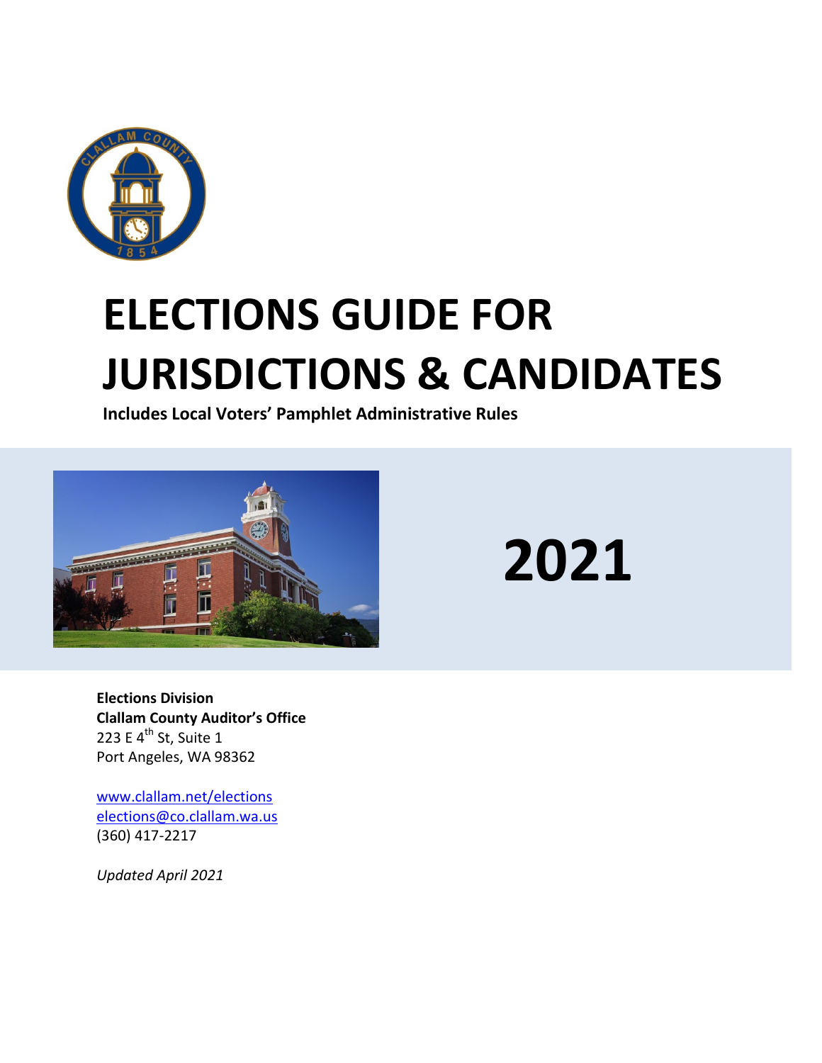# ELECTIONS GUIDE FOR JURISDICTIONS & CANDIDATES

**Includes Local Voters' Pamphlet Administrative Rules**

# 2021

**Elections Division**
**Clallam County Auditor's Office**
223 E 4th St, Suite 1
Port Angeles, WA 98362

www.clallam.net/elections
elections@co.clallam.wa.us
(360) 417-2217

*Updated April 2021*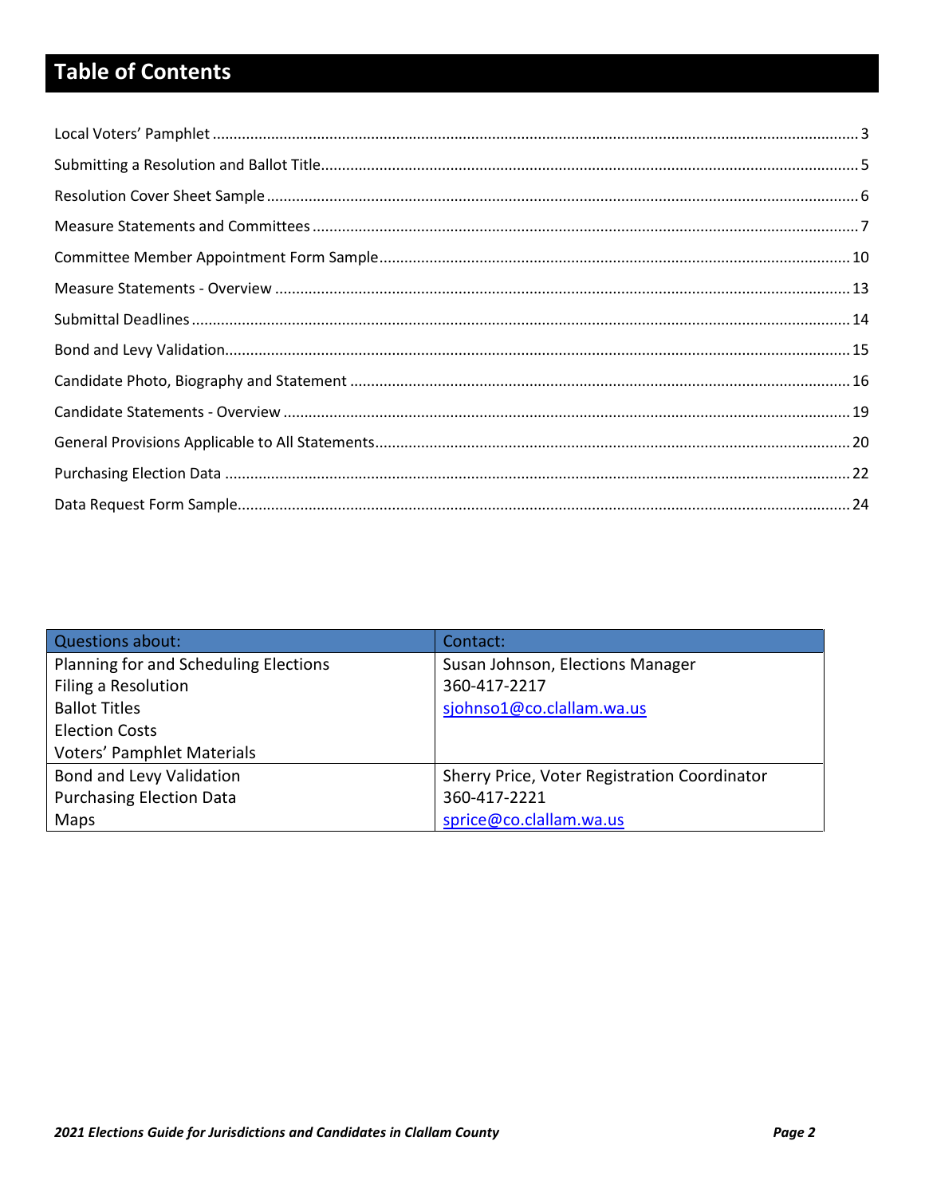# Table of Contents

| | |
|---|---|
| Local Voters' Pamphlet | 3 |
| Submitting a Resolution and Ballot Title | 5 |
| Resolution Cover Sheet Sample | 6 |
| Measure Statements and Committees | 7 |
| Committee Member Appointment Form Sample | 10 |
| Measure Statements - Overview | 13 |
| Submittal Deadlines | 14 |
| Bond and Levy Validation | 15 |
| Candidate Photo, Biography and Statement | 16 |
| Candidate Statements - Overview | 19 |
| General Provisions Applicable to All Statements | 20 |
| Purchasing Election Data | 22 |
| Data Request Form Sample | 24 |

| Questions about: | Contact: |
|---|---|
| Planning for and Scheduling Elections<br>Filing a Resolution<br>Ballot Titles<br>Election Costs<br>Voters' Pamphlet Materials | Susan Johnson, Elections Manager<br>360-417-2217<br>sjohnso1@co.clallam.wa.us |
| Bond and Levy Validation<br>Purchasing Election Data<br>Maps | Sherry Price, Voter Registration Coordinator<br>360-417-2221<br>sprice@co.clallam.wa.us |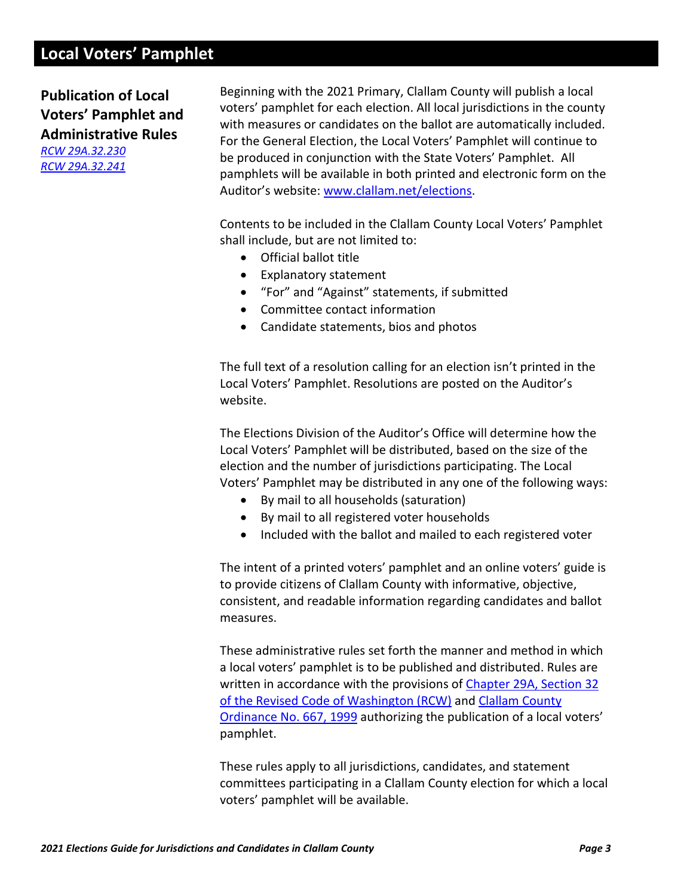# Local Voters' Pamphlet

## Publication of Local Voters' Pamphlet and Administrative Rules

*[RCW 29A.32.230](RCW 29A.32.230)*
*[RCW 29A.32.241](RCW 29A.32.241)*

Beginning with the 2021 Primary, Clallam County will publish a local voters' pamphlet for each election. All local jurisdictions in the county with measures or candidates on the ballot are automatically included. For the General Election, the Local Voters' Pamphlet will continue to be produced in conjunction with the State Voters' Pamphlet. All pamphlets will be available in both printed and electronic form on the Auditor's website: www.clallam.net/elections.

Contents to be included in the Clallam County Local Voters' Pamphlet shall include, but are not limited to:

- Official ballot title
- Explanatory statement
- "For" and "Against" statements, if submitted
- Committee contact information
- Candidate statements, bios and photos

The full text of a resolution calling for an election isn't printed in the Local Voters' Pamphlet. Resolutions are posted on the Auditor's website.

The Elections Division of the Auditor's Office will determine how the Local Voters' Pamphlet will be distributed, based on the size of the election and the number of jurisdictions participating. The Local Voters' Pamphlet may be distributed in any one of the following ways:

- By mail to all households (saturation)
- By mail to all registered voter households
- Included with the ballot and mailed to each registered voter

The intent of a printed voters' pamphlet and an online voters' guide is to provide citizens of Clallam County with informative, objective, consistent, and readable information regarding candidates and ballot measures.

These administrative rules set forth the manner and method in which a local voters' pamphlet is to be published and distributed. Rules are written in accordance with the provisions of Chapter 29A, Section 32 of the Revised Code of Washington (RCW) and Clallam County Ordinance No. 667, 1999 authorizing the publication of a local voters' pamphlet.

These rules apply to all jurisdictions, candidates, and statement committees participating in a Clallam County election for which a local voters' pamphlet will be available.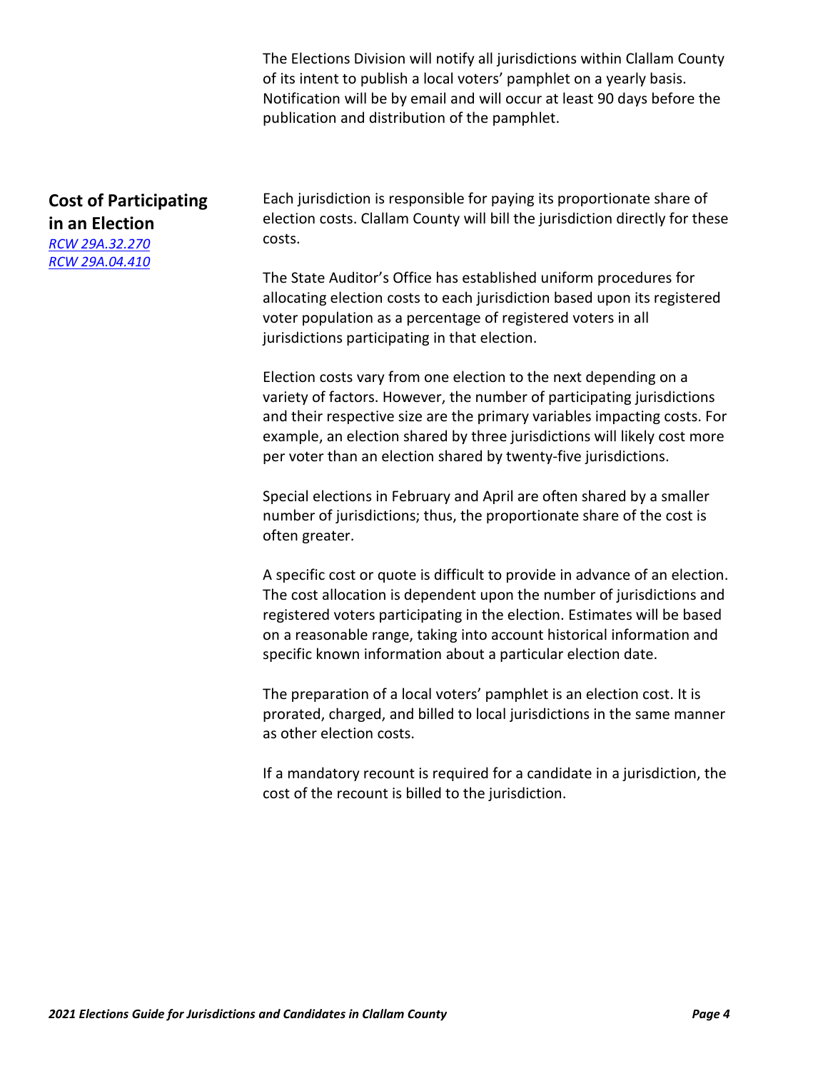The Elections Division will notify all jurisdictions within Clallam County of its intent to publish a local voters' pamphlet on a yearly basis. Notification will be by email and will occur at least 90 days before the publication and distribution of the pamphlet.

## Cost of Participating in an Election

*RCW 29A.32.270*
*RCW 29A.04.410*

Each jurisdiction is responsible for paying its proportionate share of election costs. Clallam County will bill the jurisdiction directly for these costs.

The State Auditor's Office has established uniform procedures for allocating election costs to each jurisdiction based upon its registered voter population as a percentage of registered voters in all jurisdictions participating in that election.

Election costs vary from one election to the next depending on a variety of factors. However, the number of participating jurisdictions and their respective size are the primary variables impacting costs. For example, an election shared by three jurisdictions will likely cost more per voter than an election shared by twenty-five jurisdictions.

Special elections in February and April are often shared by a smaller number of jurisdictions; thus, the proportionate share of the cost is often greater.

A specific cost or quote is difficult to provide in advance of an election. The cost allocation is dependent upon the number of jurisdictions and registered voters participating in the election. Estimates will be based on a reasonable range, taking into account historical information and specific known information about a particular election date.

The preparation of a local voters' pamphlet is an election cost. It is prorated, charged, and billed to local jurisdictions in the same manner as other election costs.

If a mandatory recount is required for a candidate in a jurisdiction, the cost of the recount is billed to the jurisdiction.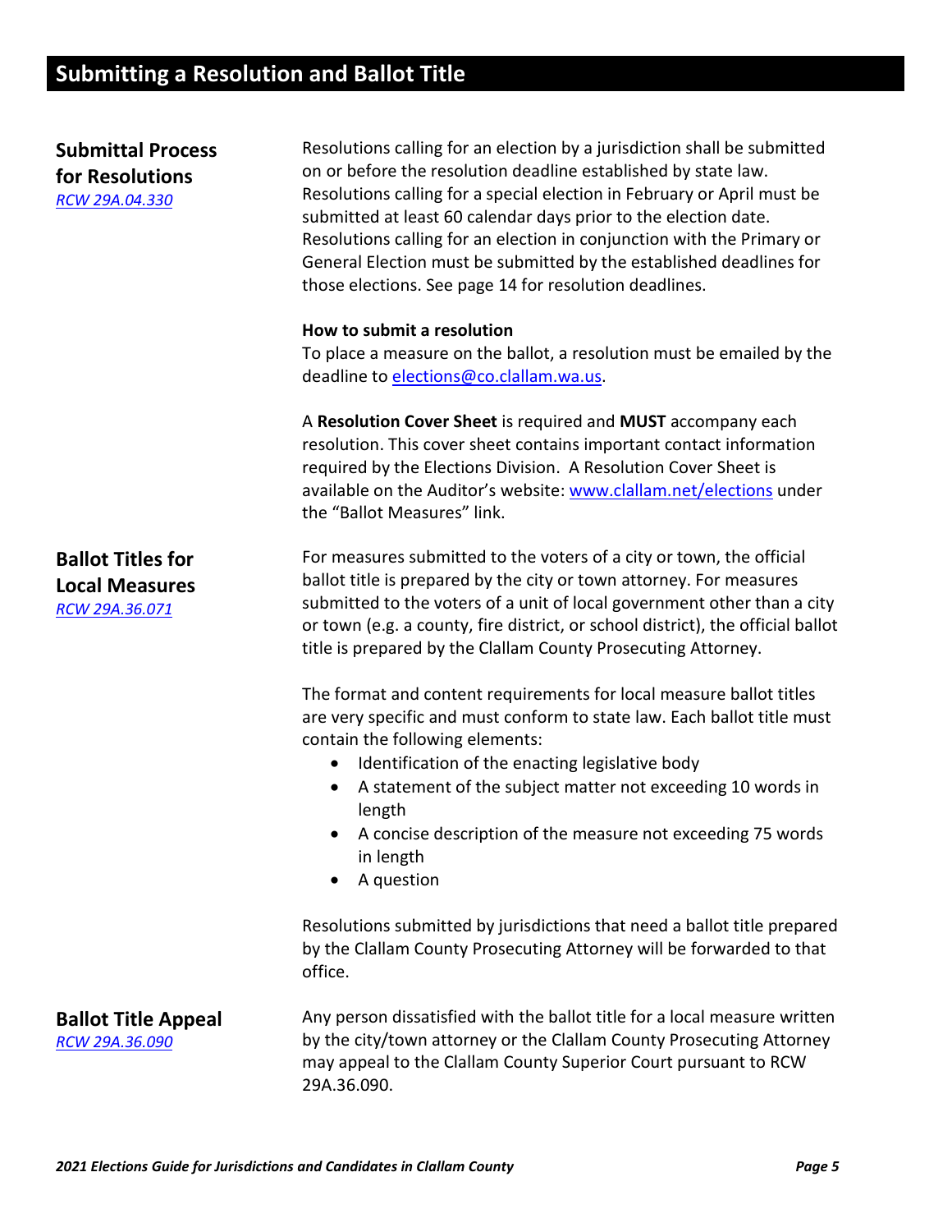# Submitting a Resolution and Ballot Title

## Submittal Process for Resolutions

*[RCW 29A.04.330](RCW 29A.04.330)*

Resolutions calling for an election by a jurisdiction shall be submitted on or before the resolution deadline established by state law. Resolutions calling for a special election in February or April must be submitted at least 60 calendar days prior to the election date. Resolutions calling for an election in conjunction with the Primary or General Election must be submitted by the established deadlines for those elections. See page 14 for resolution deadlines.

**How to submit a resolution**

To place a measure on the ballot, a resolution must be emailed by the deadline to elections@co.clallam.wa.us.

A **Resolution Cover Sheet** is required and **MUST** accompany each resolution. This cover sheet contains important contact information required by the Elections Division. A Resolution Cover Sheet is available on the Auditor's website: www.clallam.net/elections under the "Ballot Measures" link.

## Ballot Titles for Local Measures

*RCW 29A.36.071*

For measures submitted to the voters of a city or town, the official ballot title is prepared by the city or town attorney. For measures submitted to the voters of a unit of local government other than a city or town (e.g. a county, fire district, or school district), the official ballot title is prepared by the Clallam County Prosecuting Attorney.

The format and content requirements for local measure ballot titles are very specific and must conform to state law. Each ballot title must contain the following elements:

- Identification of the enacting legislative body
- A statement of the subject matter not exceeding 10 words in length
- A concise description of the measure not exceeding 75 words in length
- A question

Resolutions submitted by jurisdictions that need a ballot title prepared by the Clallam County Prosecuting Attorney will be forwarded to that office.

## Ballot Title Appeal

*RCW 29A.36.090*

Any person dissatisfied with the ballot title for a local measure written by the city/town attorney or the Clallam County Prosecuting Attorney may appeal to the Clallam County Superior Court pursuant to RCW 29A.36.090.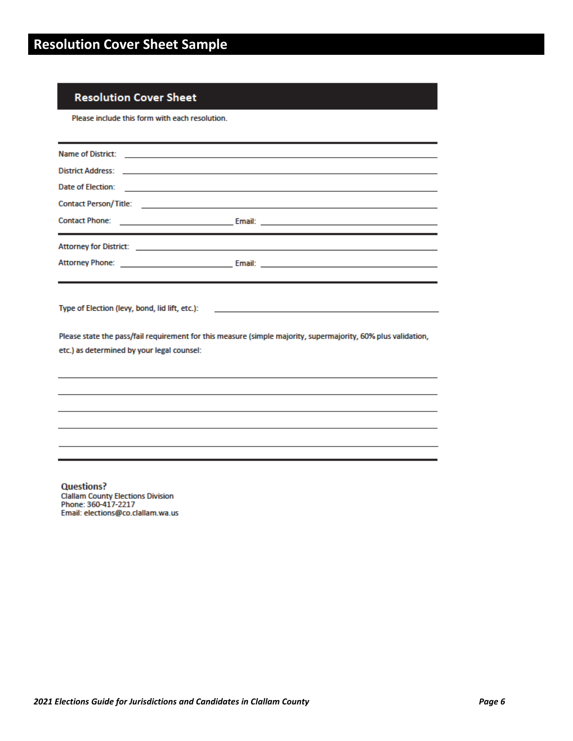# Resolution Cover Sheet Sample

## Resolution Cover Sheet

Please include this form with each resolution.

---

Name of District: ______________________________________________

District Address: ______________________________________________

Date of Election: ______________________________________________

Contact Person/Title: ______________________________________________

Contact Phone: ____________________ Email: ____________________________

---

Attorney for District: ______________________________________________

Attorney Phone: ____________________ Email: ____________________________

---

Type of Election (levy, bond, lid lift, etc.): ______________________________

Please state the pass/fail requirement for this measure (simple majority, supermajority, 60% plus validation, etc.) as determined by your legal counsel:

______________________________________________

______________________________________________

______________________________________________

______________________________________________

______________________________________________

---

**Questions?**
Clallam County Elections Division
Phone: 360-417-2217
Email: elections@co.clallam.wa.us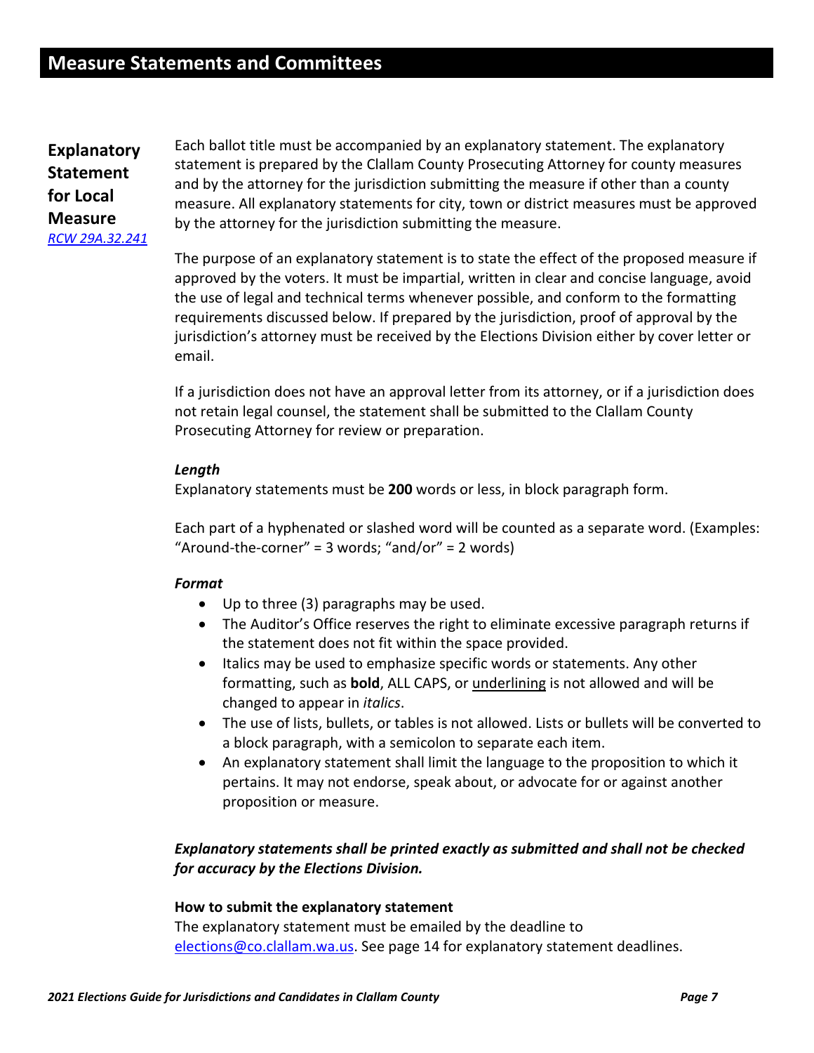# Measure Statements and Committees

## Explanatory Statement for Local Measure

[RCW 29A.32.241](RCW 29A.32.241)

Each ballot title must be accompanied by an explanatory statement. The explanatory statement is prepared by the Clallam County Prosecuting Attorney for county measures and by the attorney for the jurisdiction submitting the measure if other than a county measure. All explanatory statements for city, town or district measures must be approved by the attorney for the jurisdiction submitting the measure.

The purpose of an explanatory statement is to state the effect of the proposed measure if approved by the voters. It must be impartial, written in clear and concise language, avoid the use of legal and technical terms whenever possible, and conform to the formatting requirements discussed below. If prepared by the jurisdiction, proof of approval by the jurisdiction's attorney must be received by the Elections Division either by cover letter or email.

If a jurisdiction does not have an approval letter from its attorney, or if a jurisdiction does not retain legal counsel, the statement shall be submitted to the Clallam County Prosecuting Attorney for review or preparation.

***Length***

Explanatory statements must be **200** words or less, in block paragraph form.

Each part of a hyphenated or slashed word will be counted as a separate word. (Examples: "Around-the-corner" = 3 words; "and/or" = 2 words)

***Format***

- Up to three (3) paragraphs may be used.
- The Auditor's Office reserves the right to eliminate excessive paragraph returns if the statement does not fit within the space provided.
- Italics may be used to emphasize specific words or statements. Any other formatting, such as **bold**, ALL CAPS, or <u>underlining</u> is not allowed and will be changed to appear in *italics*.
- The use of lists, bullets, or tables is not allowed. Lists or bullets will be converted to a block paragraph, with a semicolon to separate each item.
- An explanatory statement shall limit the language to the proposition to which it pertains. It may not endorse, speak about, or advocate for or against another proposition or measure.

***Explanatory statements shall be printed exactly as submitted and shall not be checked for accuracy by the Elections Division.***

**How to submit the explanatory statement**

The explanatory statement must be emailed by the deadline to [elections@co.clallam.wa.us](mailto:elections@co.clallam.wa.us). See page 14 for explanatory statement deadlines.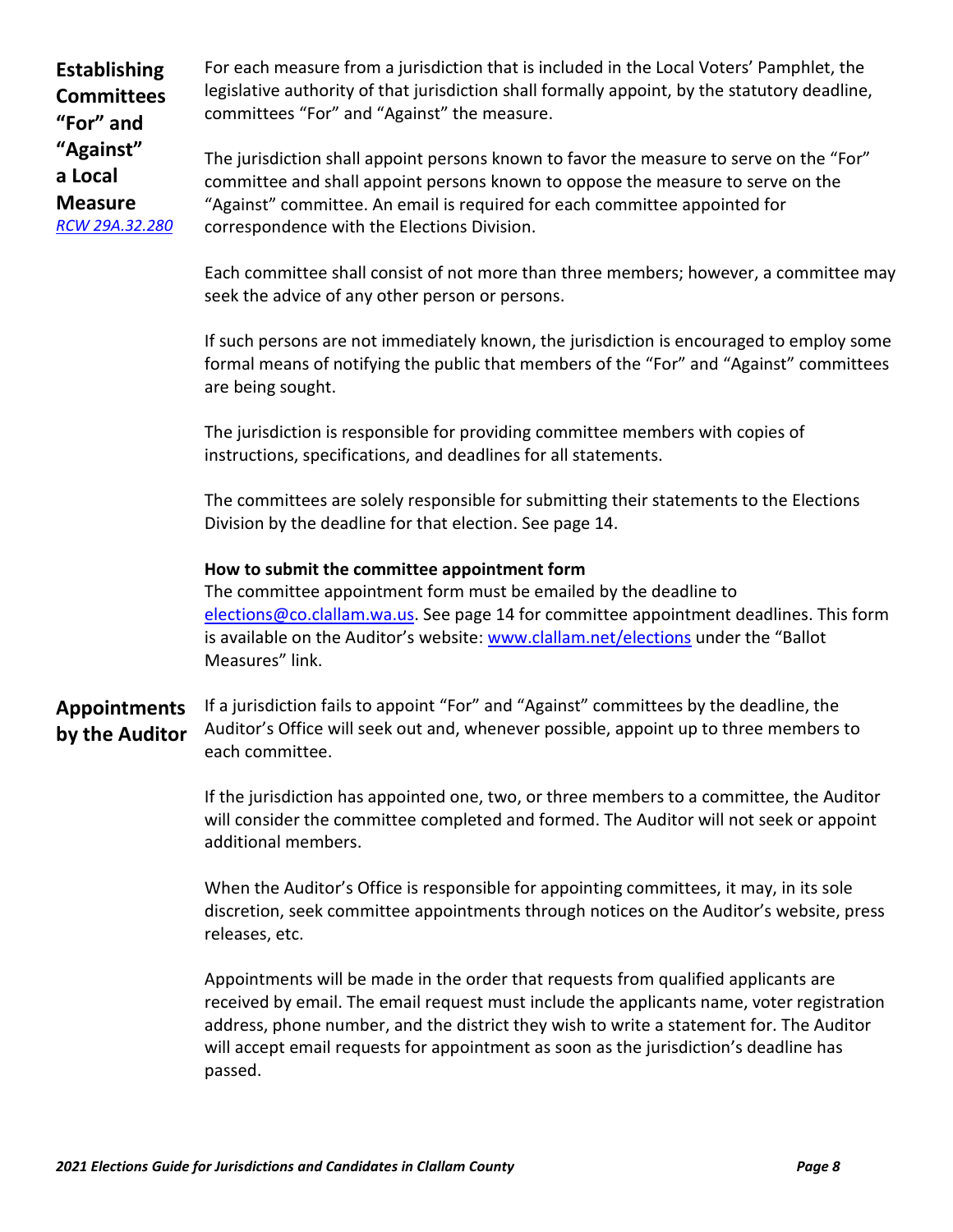## Establishing Committees "For" and "Against" a Local Measure

*RCW 29A.32.280*

For each measure from a jurisdiction that is included in the Local Voters' Pamphlet, the legislative authority of that jurisdiction shall formally appoint, by the statutory deadline, committees "For" and "Against" the measure.

The jurisdiction shall appoint persons known to favor the measure to serve on the "For" committee and shall appoint persons known to oppose the measure to serve on the "Against" committee. An email is required for each committee appointed for correspondence with the Elections Division.

Each committee shall consist of not more than three members; however, a committee may seek the advice of any other person or persons.

If such persons are not immediately known, the jurisdiction is encouraged to employ some formal means of notifying the public that members of the "For" and "Against" committees are being sought.

The jurisdiction is responsible for providing committee members with copies of instructions, specifications, and deadlines for all statements.

The committees are solely responsible for submitting their statements to the Elections Division by the deadline for that election. See page 14.

**How to submit the committee appointment form**

The committee appointment form must be emailed by the deadline to elections@co.clallam.wa.us. See page 14 for committee appointment deadlines. This form is available on the Auditor's website: www.clallam.net/elections under the "Ballot Measures" link.

## Appointments by the Auditor

If a jurisdiction fails to appoint "For" and "Against" committees by the deadline, the Auditor's Office will seek out and, whenever possible, appoint up to three members to each committee.

If the jurisdiction has appointed one, two, or three members to a committee, the Auditor will consider the committee completed and formed. The Auditor will not seek or appoint additional members.

When the Auditor's Office is responsible for appointing committees, it may, in its sole discretion, seek committee appointments through notices on the Auditor's website, press releases, etc.

Appointments will be made in the order that requests from qualified applicants are received by email. The email request must include the applicants name, voter registration address, phone number, and the district they wish to write a statement for. The Auditor will accept email requests for appointment as soon as the jurisdiction's deadline has passed.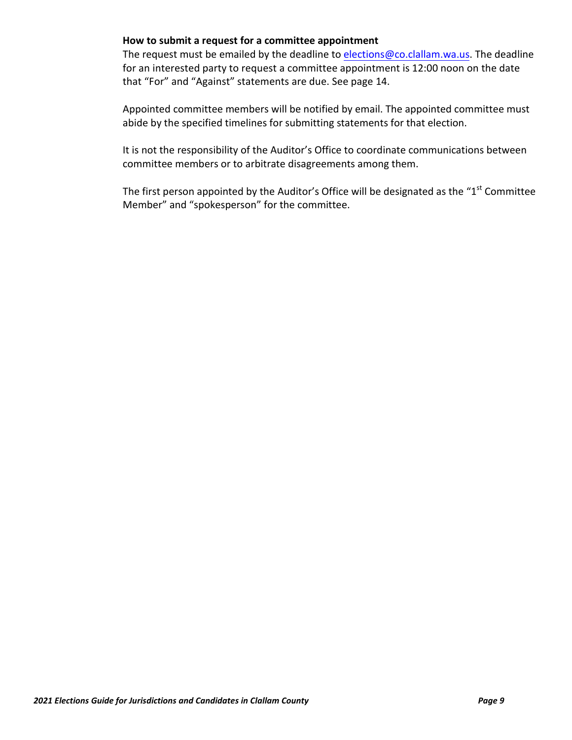### How to submit a request for a committee appointment

The request must be emailed by the deadline to elections@co.clallam.wa.us. The deadline for an interested party to request a committee appointment is 12:00 noon on the date that "For" and "Against" statements are due. See page 14.

Appointed committee members will be notified by email. The appointed committee must abide by the specified timelines for submitting statements for that election.

It is not the responsibility of the Auditor's Office to coordinate communications between committee members or to arbitrate disagreements among them.

The first person appointed by the Auditor's Office will be designated as the "1st Committee Member" and "spokesperson" for the committee.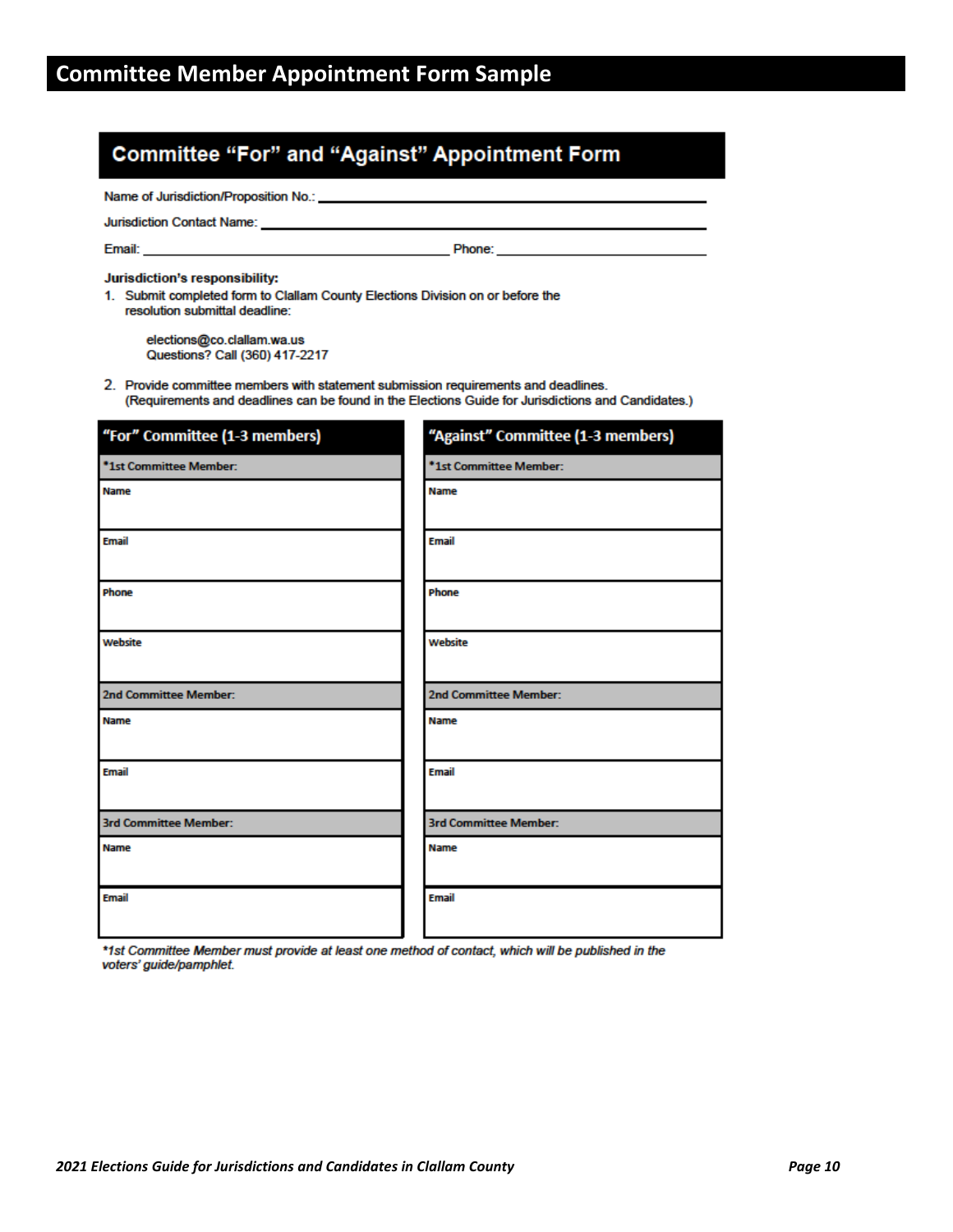# Committee Member Appointment Form Sample

## Committee "For" and "Against" Appointment Form

Name of Jurisdiction/Proposition No.: ______________________________

Jurisdiction Contact Name: ______________________________

Email: ______________________________ Phone: ______________________________

**Jurisdiction's responsibility:**

1. Submit completed form to Clallam County Elections Division on or before the resolution submittal deadline:

   elections@co.clallam.wa.us
   Questions? Call (360) 417-2217

2. Provide committee members with statement submission requirements and deadlines. (Requirements and deadlines can be found in the Elections Guide for Jurisdictions and Candidates.)

| "For" Committee (1-3 members) | "Against" Committee (1-3 members) |
|---|---|
| ***1st Committee Member:** | ***1st Committee Member:** |
| **Name** | **Name** |
| **Email** | **Email** |
| **Phone** | **Phone** |
| **Website** | **Website** |
| **2nd Committee Member:** | **2nd Committee Member:** |
| **Name** | **Name** |
| **Email** | **Email** |
| **3rd Committee Member:** | **3rd Committee Member:** |
| **Name** | **Name** |
| **Email** | **Email** |

*\*1st Committee Member must provide at least one method of contact, which will be published in the voters' guide/pamphlet.*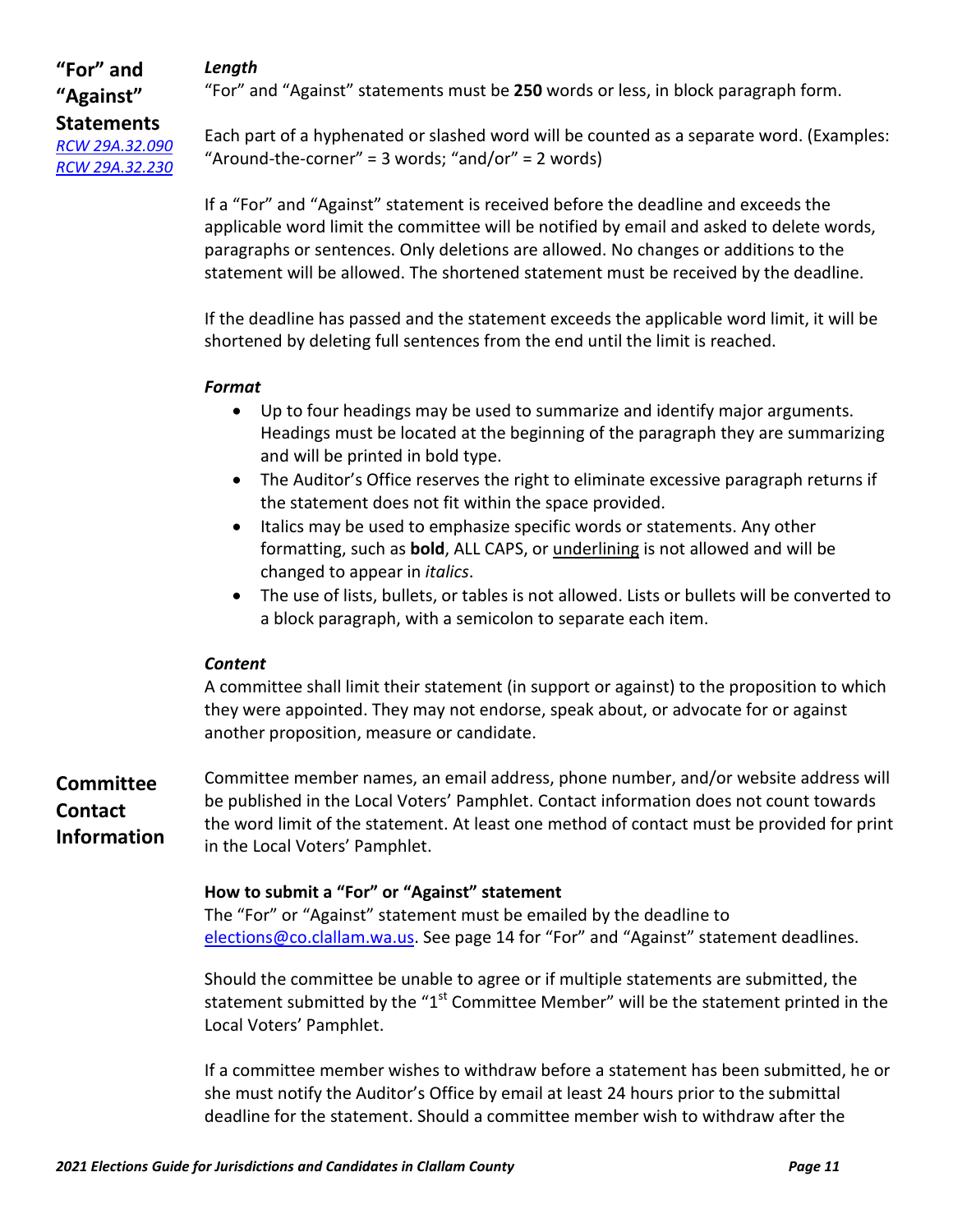## "For" and "Against" Statements

*RCW 29A.32.090*
*RCW 29A.32.230*

***Length***

"For" and "Against" statements must be **250** words or less, in block paragraph form.

Each part of a hyphenated or slashed word will be counted as a separate word. (Examples: "Around-the-corner" = 3 words; "and/or" = 2 words)

If a "For" and "Against" statement is received before the deadline and exceeds the applicable word limit the committee will be notified by email and asked to delete words, paragraphs or sentences. Only deletions are allowed. No changes or additions to the statement will be allowed. The shortened statement must be received by the deadline.

If the deadline has passed and the statement exceeds the applicable word limit, it will be shortened by deleting full sentences from the end until the limit is reached.

***Format***

- Up to four headings may be used to summarize and identify major arguments. Headings must be located at the beginning of the paragraph they are summarizing and will be printed in bold type.
- The Auditor's Office reserves the right to eliminate excessive paragraph returns if the statement does not fit within the space provided.
- Italics may be used to emphasize specific words or statements. Any other formatting, such as **bold**, ALL CAPS, or <u>underlining</u> is not allowed and will be changed to appear in *italics*.
- The use of lists, bullets, or tables is not allowed. Lists or bullets will be converted to a block paragraph, with a semicolon to separate each item.

***Content***

A committee shall limit their statement (in support or against) to the proposition to which they were appointed. They may not endorse, speak about, or advocate for or against another proposition, measure or candidate.

## Committee Contact Information

Committee member names, an email address, phone number, and/or website address will be published in the Local Voters' Pamphlet. Contact information does not count towards the word limit of the statement. At least one method of contact must be provided for print in the Local Voters' Pamphlet.

**How to submit a "For" or "Against" statement**

The "For" or "Against" statement must be emailed by the deadline to elections@co.clallam.wa.us. See page 14 for "For" and "Against" statement deadlines.

Should the committee be unable to agree or if multiple statements are submitted, the statement submitted by the "1st Committee Member" will be the statement printed in the Local Voters' Pamphlet.

If a committee member wishes to withdraw before a statement has been submitted, he or she must notify the Auditor's Office by email at least 24 hours prior to the submittal deadline for the statement. Should a committee member wish to withdraw after the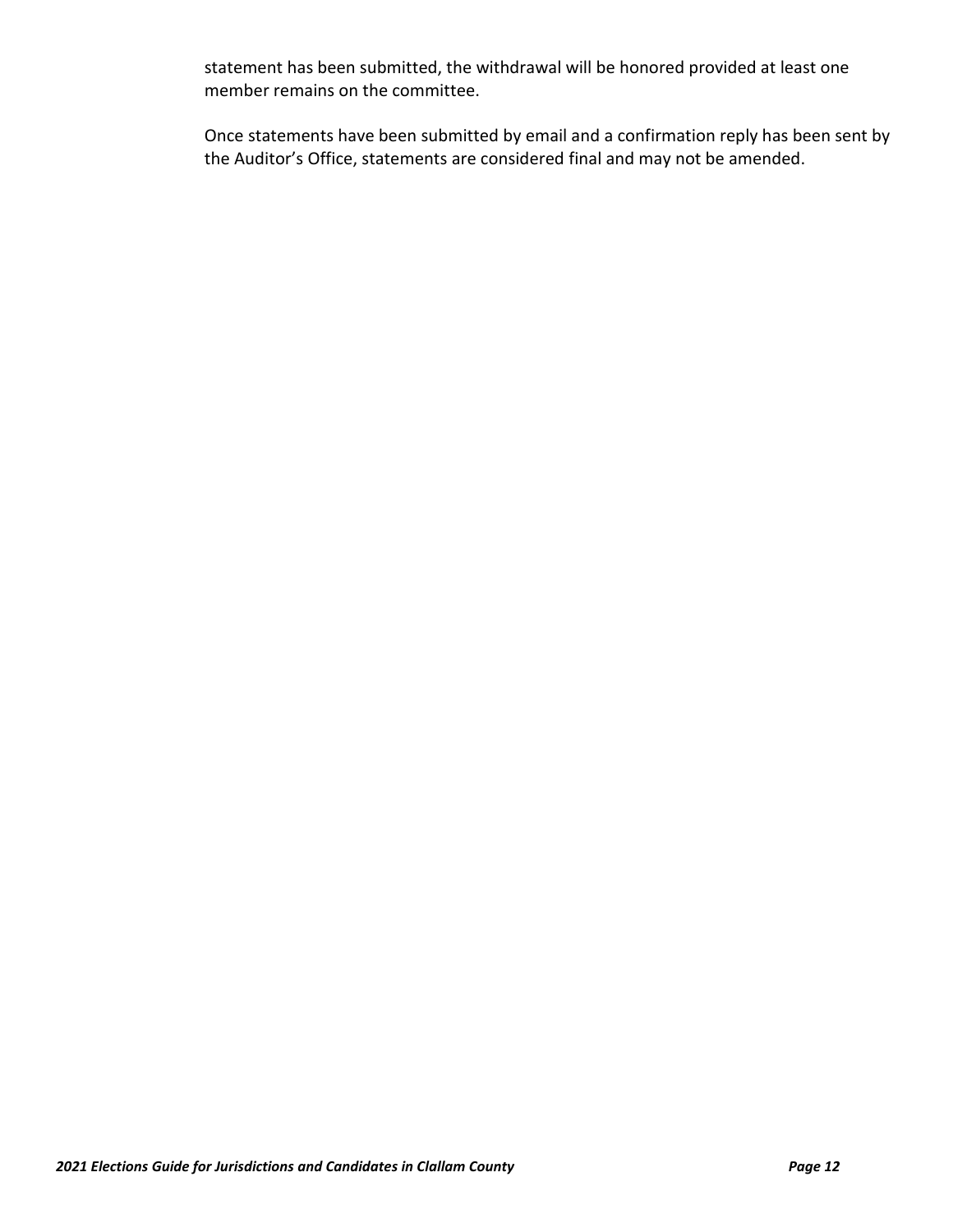statement has been submitted, the withdrawal will be honored provided at least one member remains on the committee.

Once statements have been submitted by email and a confirmation reply has been sent by the Auditor's Office, statements are considered final and may not be amended.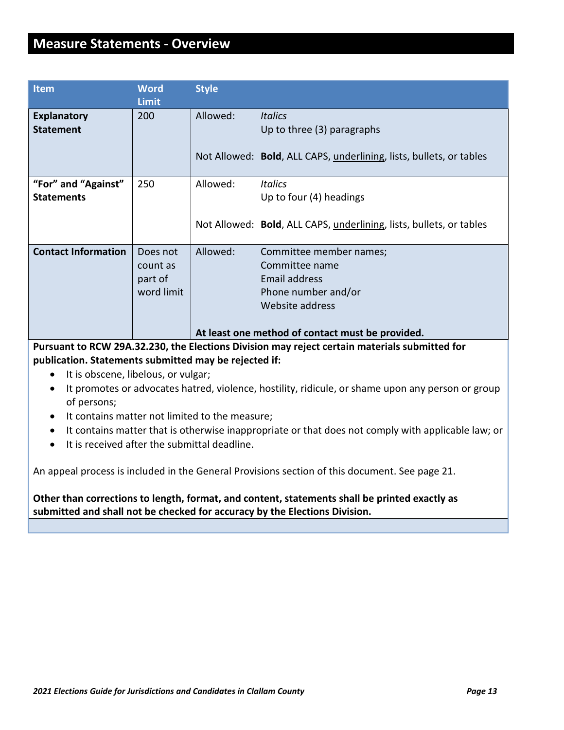# Measure Statements - Overview

| Item | Word Limit | Style |
|---|---|---|
| **Explanatory Statement** | 200 | Allowed: *Italics*; Up to three (3) paragraphs<br><br>Not Allowed: **Bold**, ALL CAPS, <u>underlining</u>, lists, bullets, or tables |
| **"For" and "Against" Statements** | 250 | Allowed: *Italics*; Up to four (4) headings<br><br>Not Allowed: **Bold**, ALL CAPS, <u>underlining</u>, lists, bullets, or tables |
| **Contact Information** | Does not count as part of word limit | Allowed: Committee member names; Committee name; Email address; Phone number and/or; Website address<br><br>**At least one method of contact must be provided.** |

**Pursuant to RCW 29A.32.230, the Elections Division may reject certain materials submitted for publication. Statements submitted may be rejected if:**

- It is obscene, libelous, or vulgar;
- It promotes or advocates hatred, violence, hostility, ridicule, or shame upon any person or group of persons;
- It contains matter not limited to the measure;
- It contains matter that is otherwise inappropriate or that does not comply with applicable law; or
- It is received after the submittal deadline.

An appeal process is included in the General Provisions section of this document. See page 21.

**Other than corrections to length, format, and content, statements shall be printed exactly as submitted and shall not be checked for accuracy by the Elections Division.**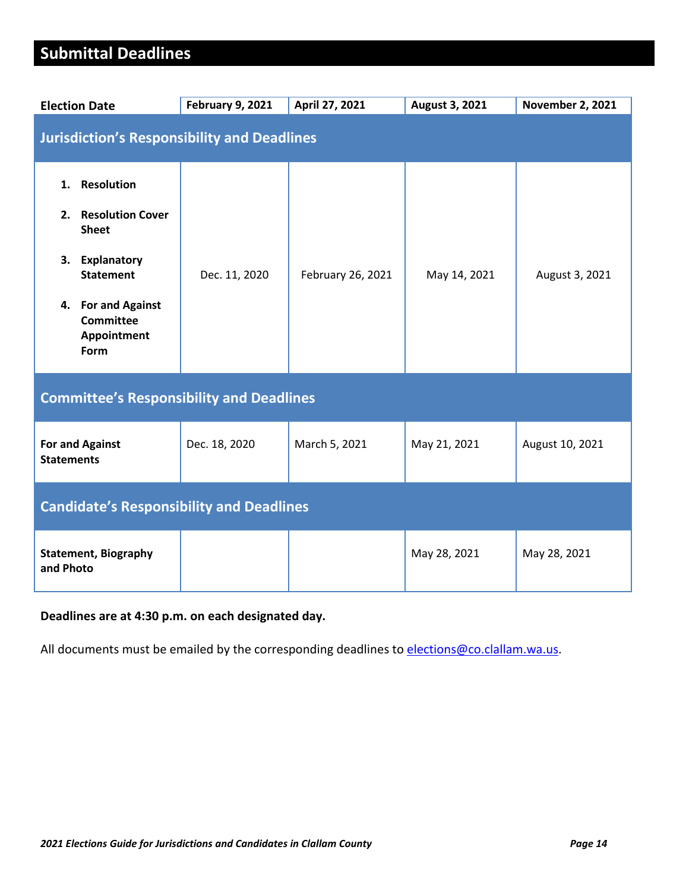## Submittal Deadlines

| Election Date | February 9, 2021 | April 27, 2021 | August 3, 2021 | November 2, 2021 |
|---|---|---|---|---|
| **Jurisdiction's Responsibility and Deadlines** | | | | |
| 1. **Resolution**<br>2. **Resolution Cover Sheet**<br>3. **Explanatory Statement**<br>4. **For and Against Committee Appointment Form** | Dec. 11, 2020 | February 26, 2021 | May 14, 2021 | August 3, 2021 |
| **Committee's Responsibility and Deadlines** | | | | |
| **For and Against Statements** | Dec. 18, 2020 | March 5, 2021 | May 21, 2021 | August 10, 2021 |
| **Candidate's Responsibility and Deadlines** | | | | |
| **Statement, Biography and Photo** | | | May 28, 2021 | May 28, 2021 |

**Deadlines are at 4:30 p.m. on each designated day.**

All documents must be emailed by the corresponding deadlines to elections@co.clallam.wa.us.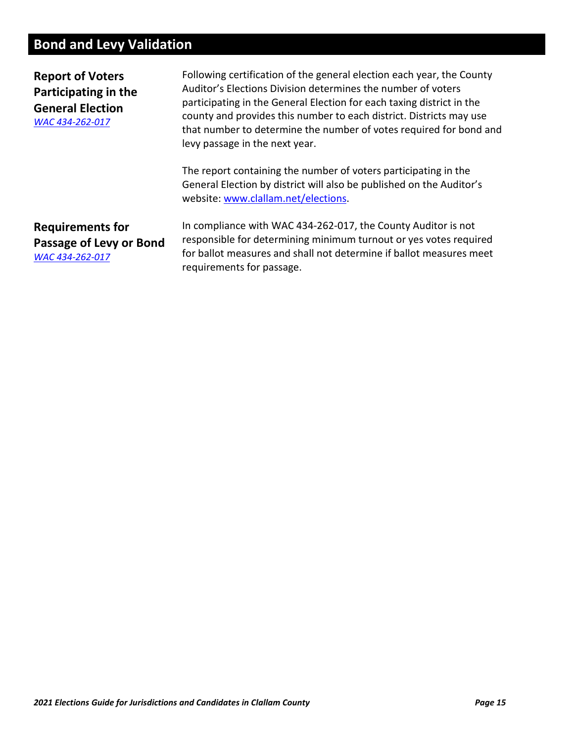## Bond and Levy Validation

### Report of Voters Participating in the General Election

*[WAC 434-262-017](WAC 434-262-017)*

Following certification of the general election each year, the County Auditor's Elections Division determines the number of voters participating in the General Election for each taxing district in the county and provides this number to each district. Districts may use that number to determine the number of votes required for bond and levy passage in the next year.

The report containing the number of voters participating in the General Election by district will also be published on the Auditor's website: [www.clallam.net/elections](http://www.clallam.net/elections).

### Requirements for Passage of Levy or Bond

*[WAC 434-262-017](WAC 434-262-017)*

In compliance with WAC 434-262-017, the County Auditor is not responsible for determining minimum turnout or yes votes required for ballot measures and shall not determine if ballot measures meet requirements for passage.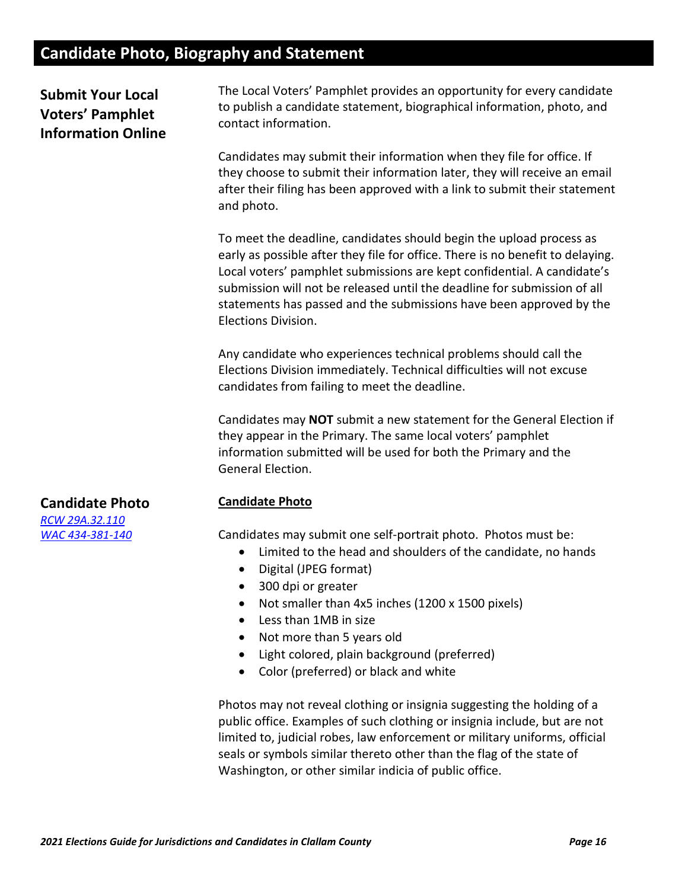# Candidate Photo, Biography and Statement

## Submit Your Local Voters' Pamphlet Information Online

The Local Voters' Pamphlet provides an opportunity for every candidate to publish a candidate statement, biographical information, photo, and contact information.

Candidates may submit their information when they file for office. If they choose to submit their information later, they will receive an email after their filing has been approved with a link to submit their statement and photo.

To meet the deadline, candidates should begin the upload process as early as possible after they file for office. There is no benefit to delaying. Local voters' pamphlet submissions are kept confidential. A candidate's submission will not be released until the deadline for submission of all statements has passed and the submissions have been approved by the Elections Division.

Any candidate who experiences technical problems should call the Elections Division immediately. Technical difficulties will not excuse candidates from failing to meet the deadline.

Candidates may **NOT** submit a new statement for the General Election if they appear in the Primary. The same local voters' pamphlet information submitted will be used for both the Primary and the General Election.

## Candidate Photo

*RCW 29A.32.110*
*WAC 434-381-140*

**Candidate Photo**

Candidates may submit one self-portrait photo. Photos must be:

- Limited to the head and shoulders of the candidate, no hands
- Digital (JPEG format)
- 300 dpi or greater
- Not smaller than 4x5 inches (1200 x 1500 pixels)
- Less than 1MB in size
- Not more than 5 years old
- Light colored, plain background (preferred)
- Color (preferred) or black and white

Photos may not reveal clothing or insignia suggesting the holding of a public office. Examples of such clothing or insignia include, but are not limited to, judicial robes, law enforcement or military uniforms, official seals or symbols similar thereto other than the flag of the state of Washington, or other similar indicia of public office.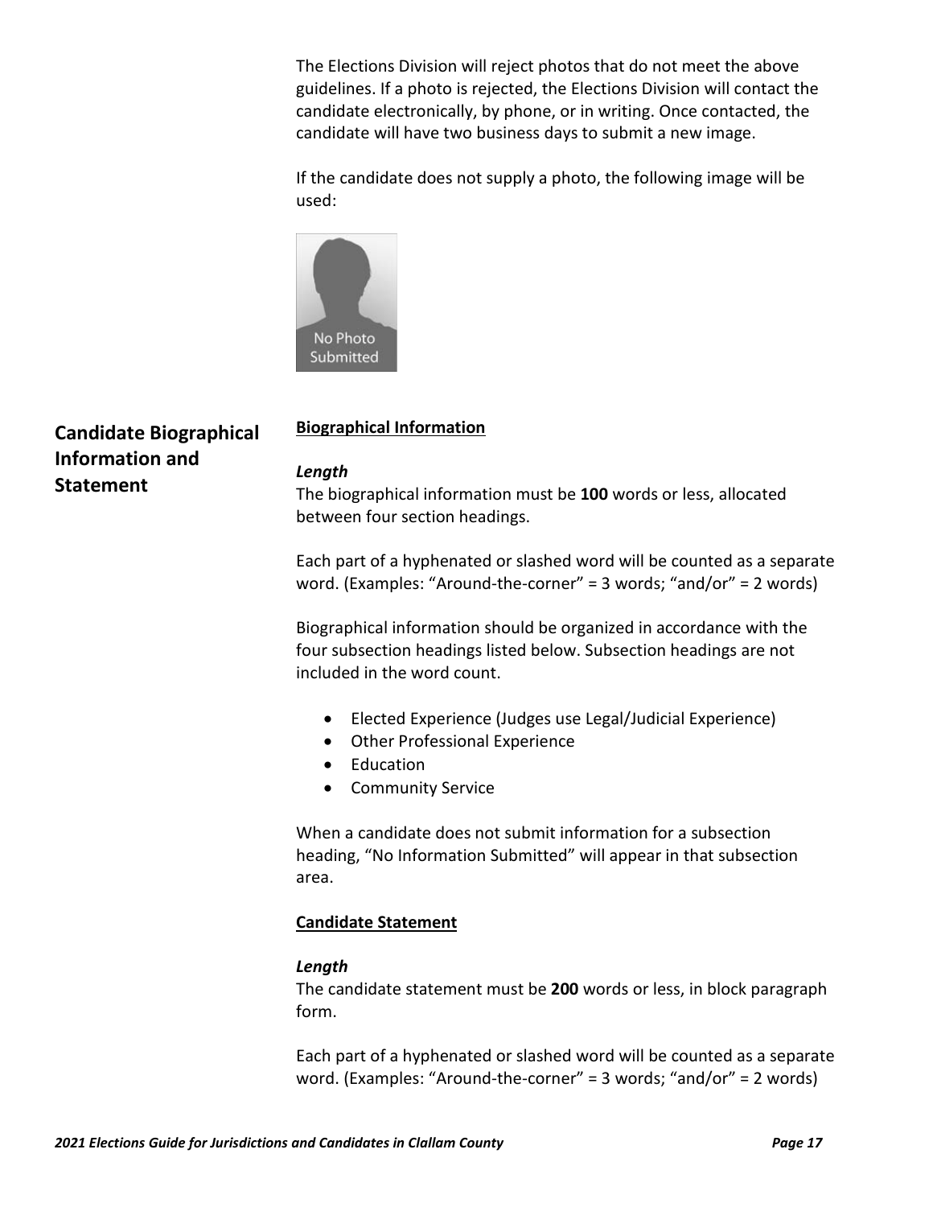The Elections Division will reject photos that do not meet the above guidelines. If a photo is rejected, the Elections Division will contact the candidate electronically, by phone, or in writing. Once contacted, the candidate will have two business days to submit a new image.

If the candidate does not supply a photo, the following image will be used:

No Photo Submitted

## Candidate Biographical Information and Statement

**Biographical Information**

***Length***
The biographical information must be **100** words or less, allocated between four section headings.

Each part of a hyphenated or slashed word will be counted as a separate word. (Examples: "Around-the-corner" = 3 words; "and/or" = 2 words)

Biographical information should be organized in accordance with the four subsection headings listed below. Subsection headings are not included in the word count.

- Elected Experience (Judges use Legal/Judicial Experience)
- Other Professional Experience
- Education
- Community Service

When a candidate does not submit information for a subsection heading, "No Information Submitted" will appear in that subsection area.

**Candidate Statement**

***Length***
The candidate statement must be **200** words or less, in block paragraph form.

Each part of a hyphenated or slashed word will be counted as a separate word. (Examples: "Around-the-corner" = 3 words; "and/or" = 2 words)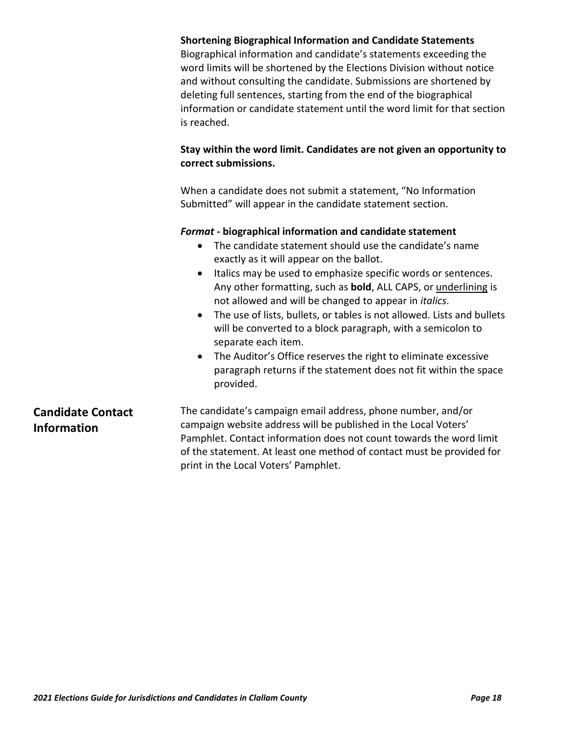### Shortening Biographical Information and Candidate Statements

Biographical information and candidate's statements exceeding the word limits will be shortened by the Elections Division without notice and without consulting the candidate. Submissions are shortened by deleting full sentences, starting from the end of the biographical information or candidate statement until the word limit for that section is reached.

**Stay within the word limit. Candidates are not given an opportunity to correct submissions.**

When a candidate does not submit a statement, "No Information Submitted" will appear in the candidate statement section.

***Format* - biographical information and candidate statement**

- The candidate statement should use the candidate's name exactly as it will appear on the ballot.
- Italics may be used to emphasize specific words or sentences. Any other formatting, such as **bold**, ALL CAPS, or <u>underlining</u> is not allowed and will be changed to appear in *italics*.
- The use of lists, bullets, or tables is not allowed. Lists and bullets will be converted to a block paragraph, with a semicolon to separate each item.
- The Auditor's Office reserves the right to eliminate excessive paragraph returns if the statement does not fit within the space provided.

## Candidate Contact Information

The candidate's campaign email address, phone number, and/or campaign website address will be published in the Local Voters' Pamphlet. Contact information does not count towards the word limit of the statement. At least one method of contact must be provided for print in the Local Voters' Pamphlet.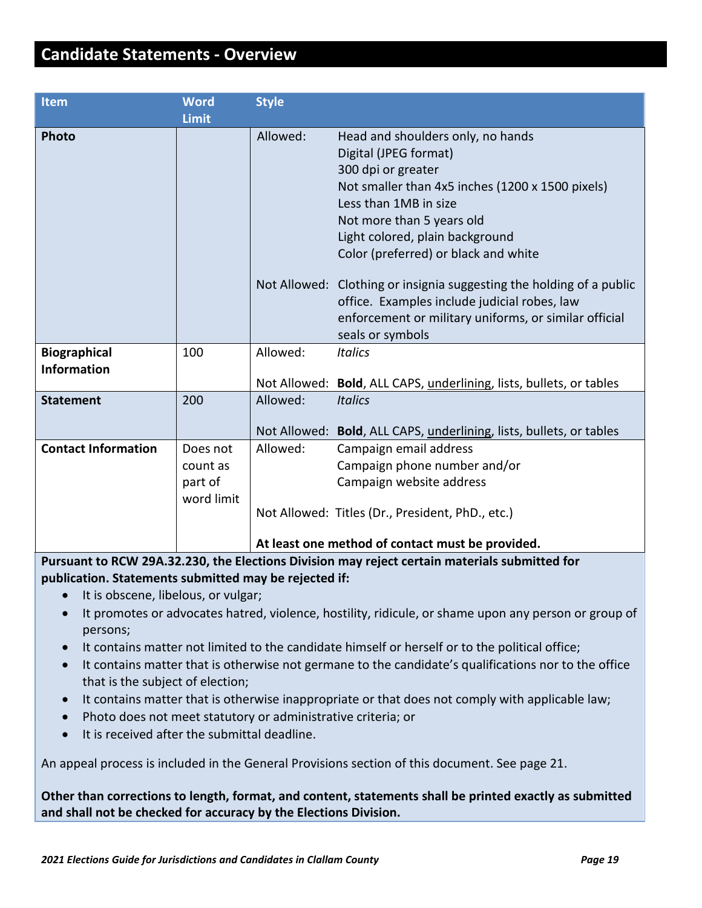## Candidate Statements - Overview

| Item | Word Limit | Style | |
|---|---|---|---|
| **Photo** | | Allowed: | Head and shoulders only, no hands<br>Digital (JPEG format)<br>300 dpi or greater<br>Not smaller than 4x5 inches (1200 x 1500 pixels)<br>Less than 1MB in size<br>Not more than 5 years old<br>Light colored, plain background<br>Color (preferred) or black and white |
| | | Not Allowed: | Clothing or insignia suggesting the holding of a public office. Examples include judicial robes, law enforcement or military uniforms, or similar official seals or symbols |
| **Biographical Information** | 100 | Allowed: | *Italics* |
| | | Not Allowed: | **Bold**, ALL CAPS, underlining, lists, bullets, or tables |
| **Statement** | 200 | Allowed: | *Italics* |
| | | Not Allowed: | **Bold**, ALL CAPS, underlining, lists, bullets, or tables |
| **Contact Information** | Does not count as part of word limit | Allowed: | Campaign email address<br>Campaign phone number and/or<br>Campaign website address |
| | | Not Allowed: | Titles (Dr., President, PhD., etc.) |
| | | **At least one method of contact must be provided.** | |

**Pursuant to RCW 29A.32.230, the Elections Division may reject certain materials submitted for publication. Statements submitted may be rejected if:**

- It is obscene, libelous, or vulgar;
- It promotes or advocates hatred, violence, hostility, ridicule, or shame upon any person or group of persons;
- It contains matter not limited to the candidate himself or herself or to the political office;
- It contains matter that is otherwise not germane to the candidate's qualifications nor to the office that is the subject of election;
- It contains matter that is otherwise inappropriate or that does not comply with applicable law;
- Photo does not meet statutory or administrative criteria; or
- It is received after the submittal deadline.

An appeal process is included in the General Provisions section of this document. See page 21.

**Other than corrections to length, format, and content, statements shall be printed exactly as submitted and shall not be checked for accuracy by the Elections Division.**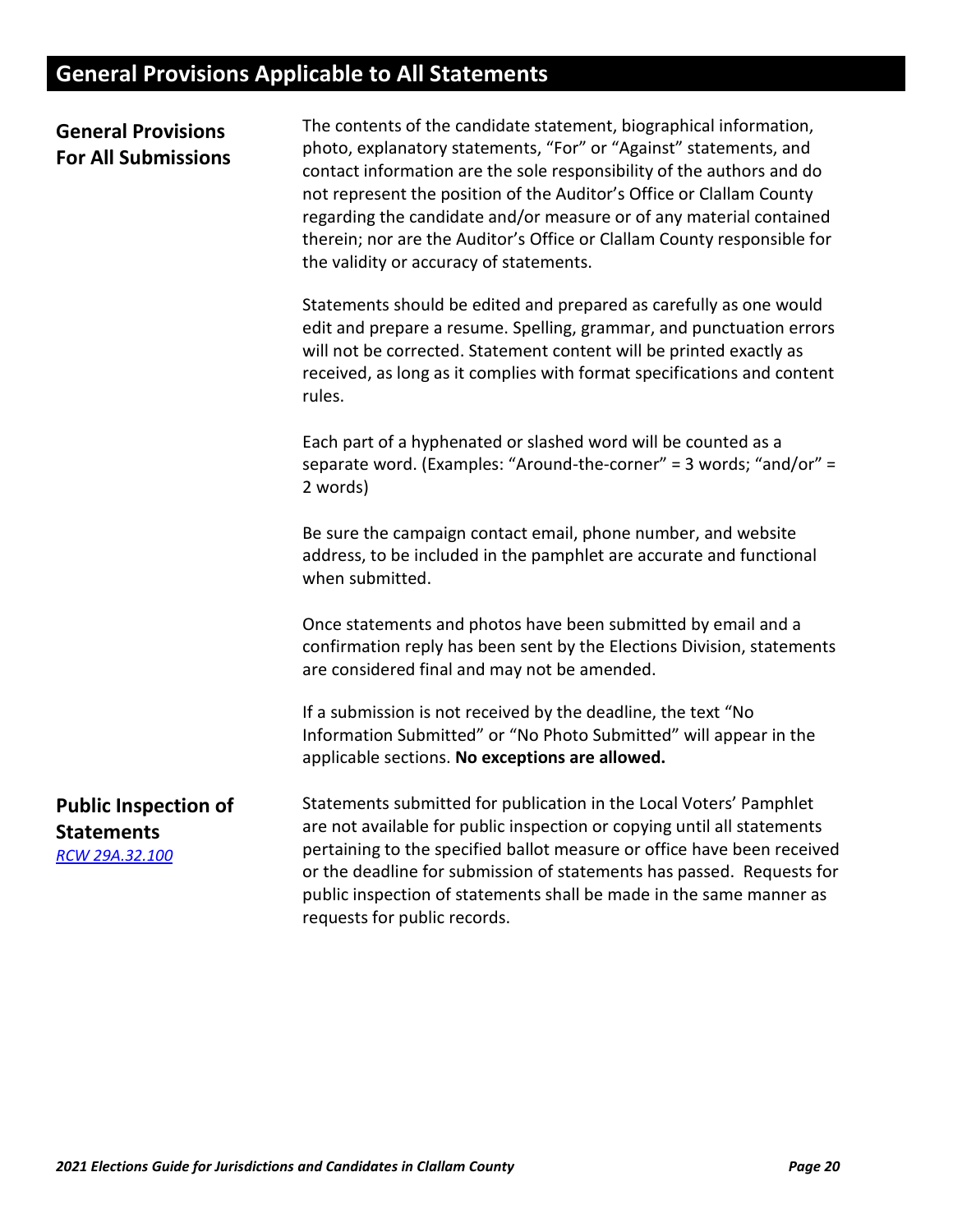# General Provisions Applicable to All Statements

## General Provisions For All Submissions

The contents of the candidate statement, biographical information, photo, explanatory statements, "For" or "Against" statements, and contact information are the sole responsibility of the authors and do not represent the position of the Auditor's Office or Clallam County regarding the candidate and/or measure or of any material contained therein; nor are the Auditor's Office or Clallam County responsible for the validity or accuracy of statements.

Statements should be edited and prepared as carefully as one would edit and prepare a resume. Spelling, grammar, and punctuation errors will not be corrected. Statement content will be printed exactly as received, as long as it complies with format specifications and content rules.

Each part of a hyphenated or slashed word will be counted as a separate word. (Examples: "Around-the-corner" = 3 words; "and/or" = 2 words)

Be sure the campaign contact email, phone number, and website address, to be included in the pamphlet are accurate and functional when submitted.

Once statements and photos have been submitted by email and a confirmation reply has been sent by the Elections Division, statements are considered final and may not be amended.

If a submission is not received by the deadline, the text "No Information Submitted" or "No Photo Submitted" will appear in the applicable sections. **No exceptions are allowed.**

## Public Inspection of Statements

*RCW 29A.32.100*

Statements submitted for publication in the Local Voters' Pamphlet are not available for public inspection or copying until all statements pertaining to the specified ballot measure or office have been received or the deadline for submission of statements has passed. Requests for public inspection of statements shall be made in the same manner as requests for public records.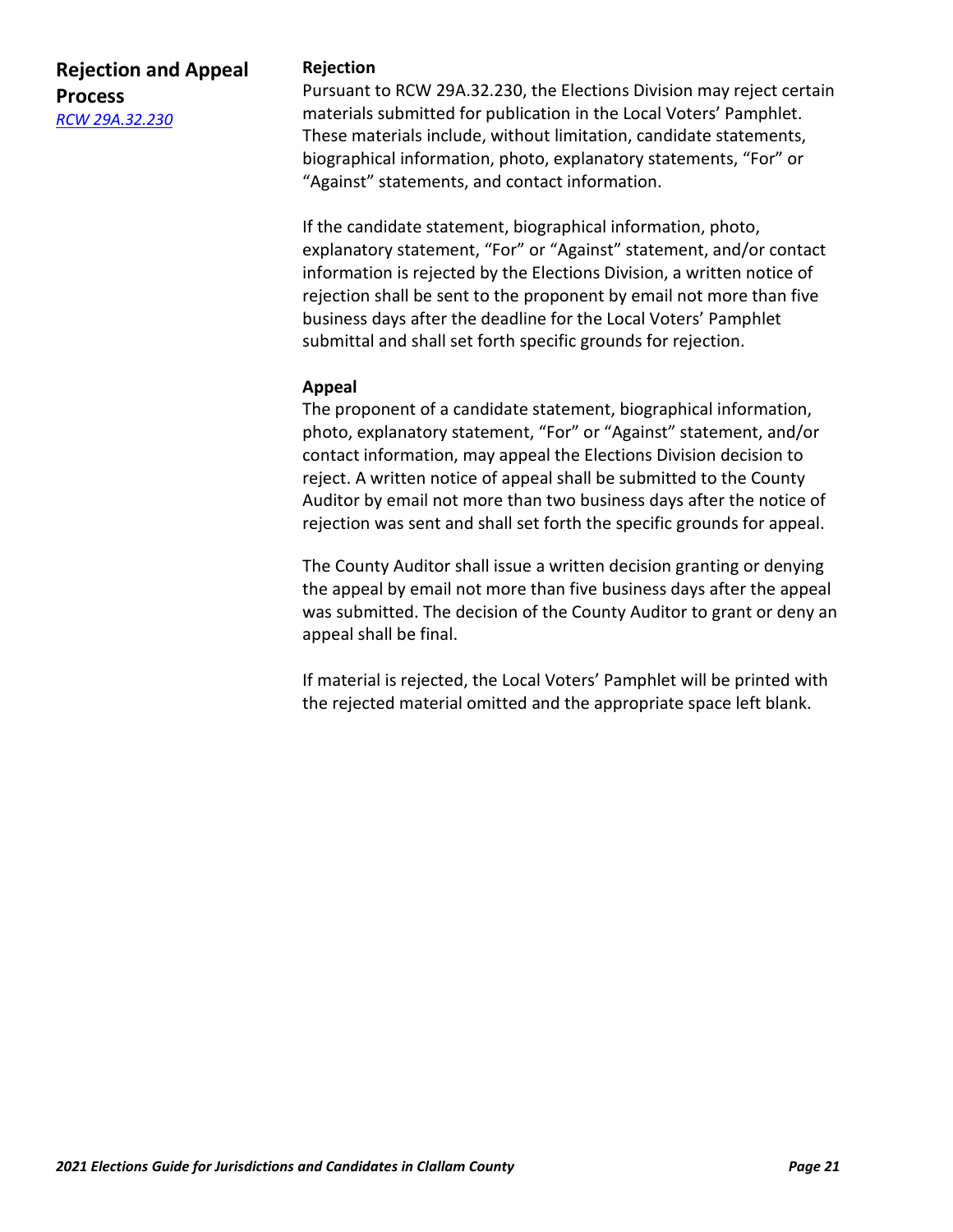## Rejection and Appeal Process

*RCW 29A.32.230*

### Rejection

Pursuant to RCW 29A.32.230, the Elections Division may reject certain materials submitted for publication in the Local Voters' Pamphlet. These materials include, without limitation, candidate statements, biographical information, photo, explanatory statements, "For" or "Against" statements, and contact information.

If the candidate statement, biographical information, photo, explanatory statement, "For" or "Against" statement, and/or contact information is rejected by the Elections Division, a written notice of rejection shall be sent to the proponent by email not more than five business days after the deadline for the Local Voters' Pamphlet submittal and shall set forth specific grounds for rejection.

### Appeal

The proponent of a candidate statement, biographical information, photo, explanatory statement, "For" or "Against" statement, and/or contact information, may appeal the Elections Division decision to reject. A written notice of appeal shall be submitted to the County Auditor by email not more than two business days after the notice of rejection was sent and shall set forth the specific grounds for appeal.

The County Auditor shall issue a written decision granting or denying the appeal by email not more than five business days after the appeal was submitted. The decision of the County Auditor to grant or deny an appeal shall be final.

If material is rejected, the Local Voters' Pamphlet will be printed with the rejected material omitted and the appropriate space left blank.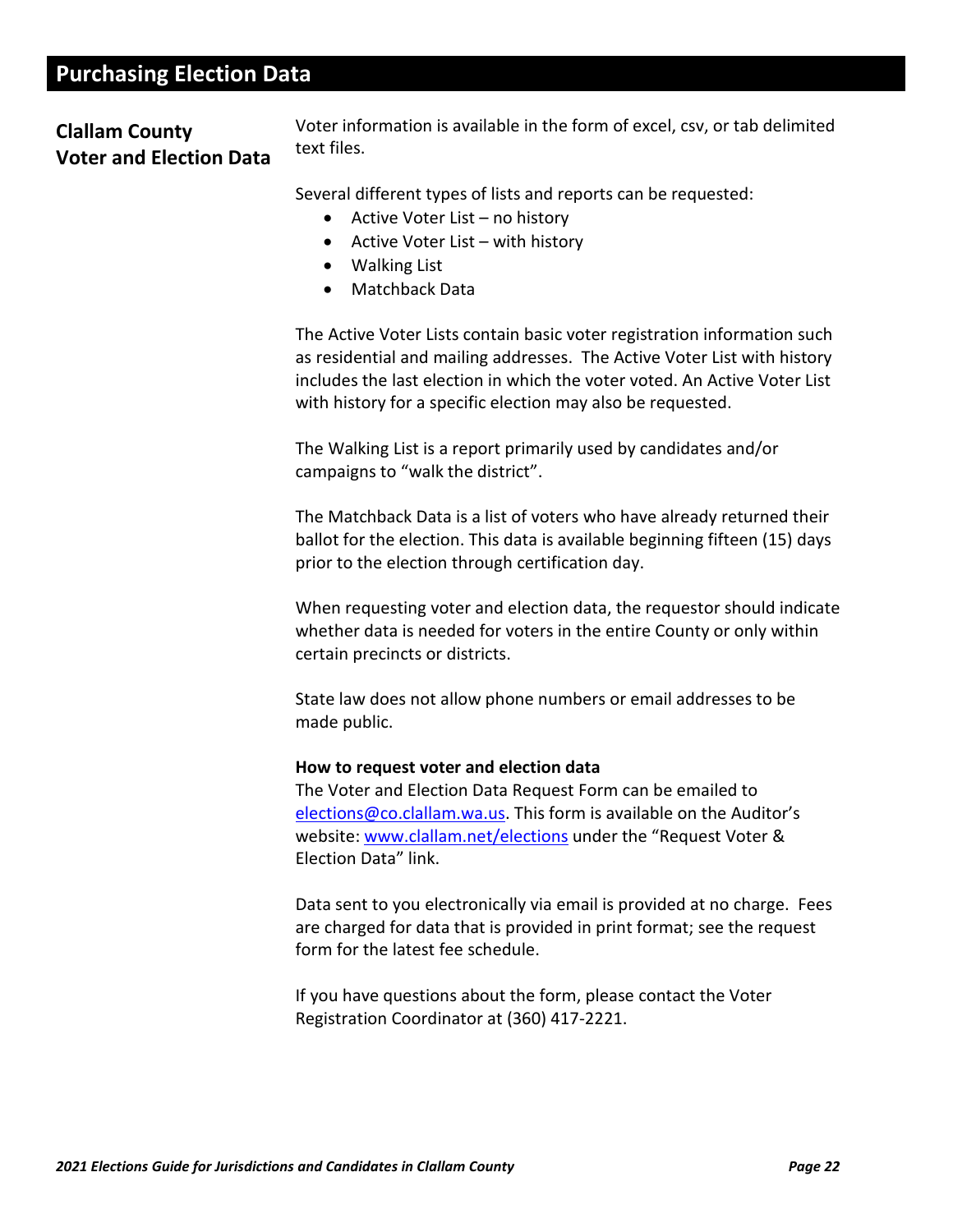# Purchasing Election Data

## Clallam County Voter and Election Data

Voter information is available in the form of excel, csv, or tab delimited text files.

Several different types of lists and reports can be requested:

- Active Voter List – no history
- Active Voter List – with history
- Walking List
- Matchback Data

The Active Voter Lists contain basic voter registration information such as residential and mailing addresses. The Active Voter List with history includes the last election in which the voter voted. An Active Voter List with history for a specific election may also be requested.

The Walking List is a report primarily used by candidates and/or campaigns to "walk the district".

The Matchback Data is a list of voters who have already returned their ballot for the election. This data is available beginning fifteen (15) days prior to the election through certification day.

When requesting voter and election data, the requestor should indicate whether data is needed for voters in the entire County or only within certain precincts or districts.

State law does not allow phone numbers or email addresses to be made public.

**How to request voter and election data**

The Voter and Election Data Request Form can be emailed to elections@co.clallam.wa.us. This form is available on the Auditor's website: www.clallam.net/elections under the "Request Voter & Election Data" link.

Data sent to you electronically via email is provided at no charge. Fees are charged for data that is provided in print format; see the request form for the latest fee schedule.

If you have questions about the form, please contact the Voter Registration Coordinator at (360) 417-2221.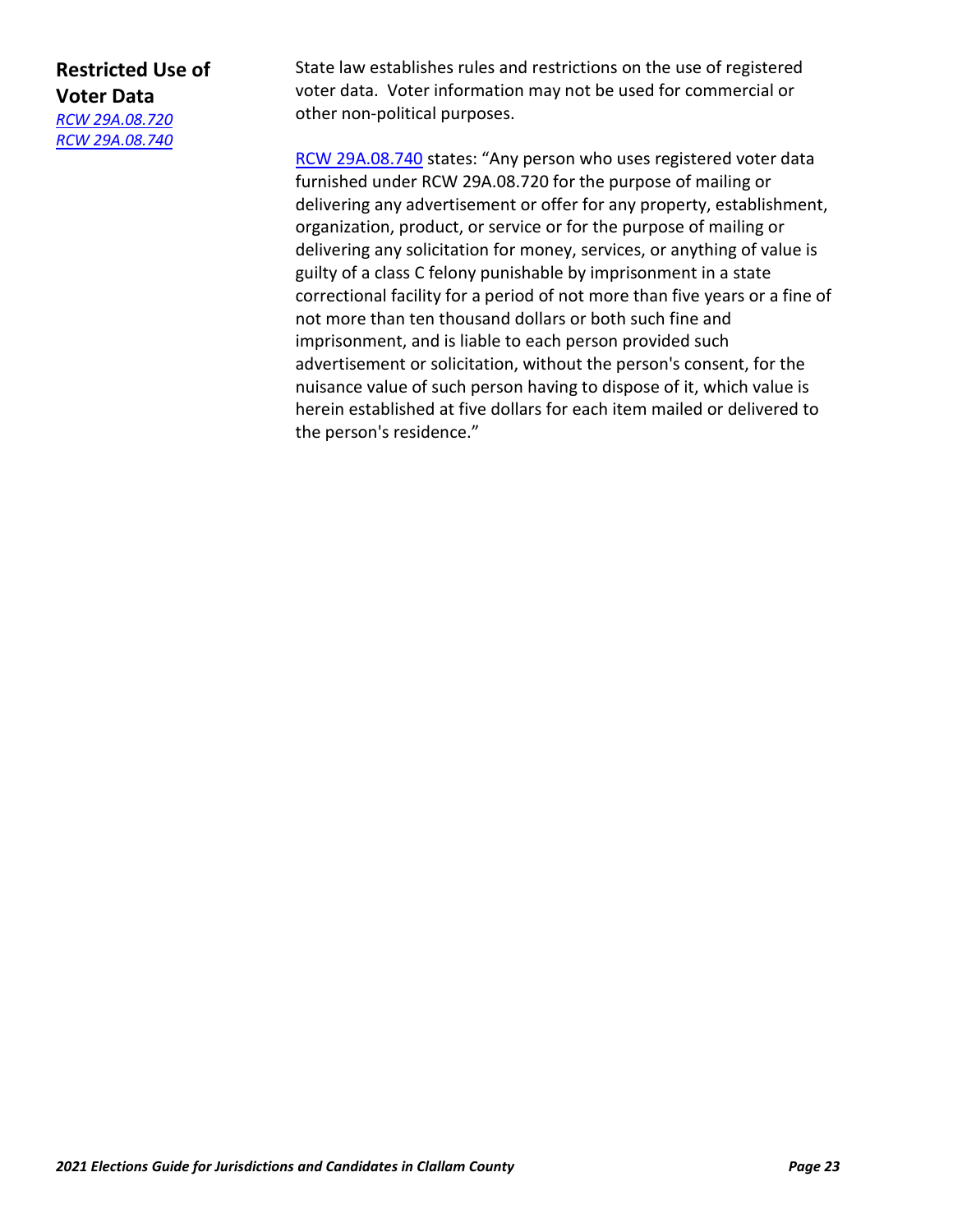## Restricted Use of Voter Data

*RCW 29A.08.720*
*RCW 29A.08.740*

State law establishes rules and restrictions on the use of registered voter data. Voter information may not be used for commercial or other non-political purposes.

RCW 29A.08.740 states: "Any person who uses registered voter data furnished under RCW 29A.08.720 for the purpose of mailing or delivering any advertisement or offer for any property, establishment, organization, product, or service or for the purpose of mailing or delivering any solicitation for money, services, or anything of value is guilty of a class C felony punishable by imprisonment in a state correctional facility for a period of not more than five years or a fine of not more than ten thousand dollars or both such fine and imprisonment, and is liable to each person provided such advertisement or solicitation, without the person's consent, for the nuisance value of such person having to dispose of it, which value is herein established at five dollars for each item mailed or delivered to the person's residence."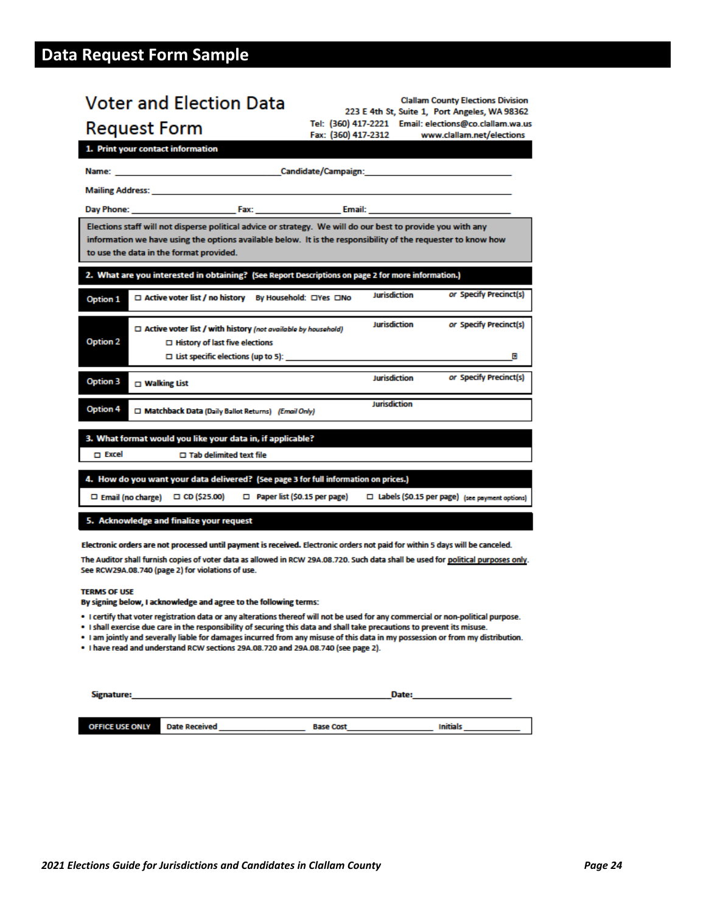# Data Request Form Sample

## Voter and Election Data Request Form

Clallam County Elections Division
223 E 4th St, Suite 1, Port Angeles, WA 98362
Tel: (360) 417-2221 Email: elections@co.clallam.wa.us
Fax: (360) 417-2312 www.clallam.net/elections

**1. Print your contact information**

Name: ______________________ Candidate/Campaign: ______________________

Mailing Address: ______________________________________________

Day Phone: ______________ Fax: ______________ Email: ______________

Elections staff will not disperse political advice or strategy. We will do our best to provide you with any information we have using the options available below. It is the responsibility of the requester to know how to use the data in the format provided.

**2. What are you interested in obtaining?** (See Report Descriptions on page 2 for more information.)

| Option | Selection | Jurisdiction | *or* Specify Precinct(s) |
|---|---|---|---|
| Option 1 | ☐ **Active voter list / no history** By Household: ☐Yes ☐No | Jurisdiction | *or* Specify Precinct(s) |
| Option 2 | ☐ **Active voter list / with history** *(not available by household)*<br>☐ History of last five elections<br>☐ List specific elections (up to 5): ______________ | Jurisdiction | *or* Specify Precinct(s) |
| Option 3 | ☐ **Walking List** | Jurisdiction | *or* Specify Precinct(s) |
| Option 4 | ☐ **Matchback Data** (Daily Ballot Returns) *(Email Only)* | Jurisdiction | |

**3. What format would you like your data in, if applicable?**

☐ Excel ☐ Tab delimited text file

**4. How do you want your data delivered?** (See page 3 for full information on prices.)

☐ Email (no charge) ☐ CD ($25.00) ☐ Paper list ($0.15 per page) ☐ Labels ($0.15 per page) (see payment options)

**5. Acknowledge and finalize your request**

**Electronic orders are not processed until payment is received.** Electronic orders not paid for within 5 days will be canceled.

The Auditor shall furnish copies of voter data as allowed in RCW 29A.08.720. Such data shall be used for political purposes only. See RCW29A.08.740 (page 2) for violations of use.

**TERMS OF USE**
**By signing below, I acknowledge and agree to the following terms:**

- I certify that voter registration data or any alterations thereof will not be used for any commercial or non-political purpose.
- I shall exercise due care in the responsibility of securing this data and shall take precautions to prevent its misuse.
- I am jointly and severally liable for damages incurred from any misuse of this data in my possession or from my distribution.
- I have read and understand RCW sections 29A.08.720 and 29A.08.740 (see page 2).

Signature: ______________________________ Date: ______________

| OFFICE USE ONLY | Date Received ____________ | Base Cost ____________ | Initials ____________ |
|---|---|---|---|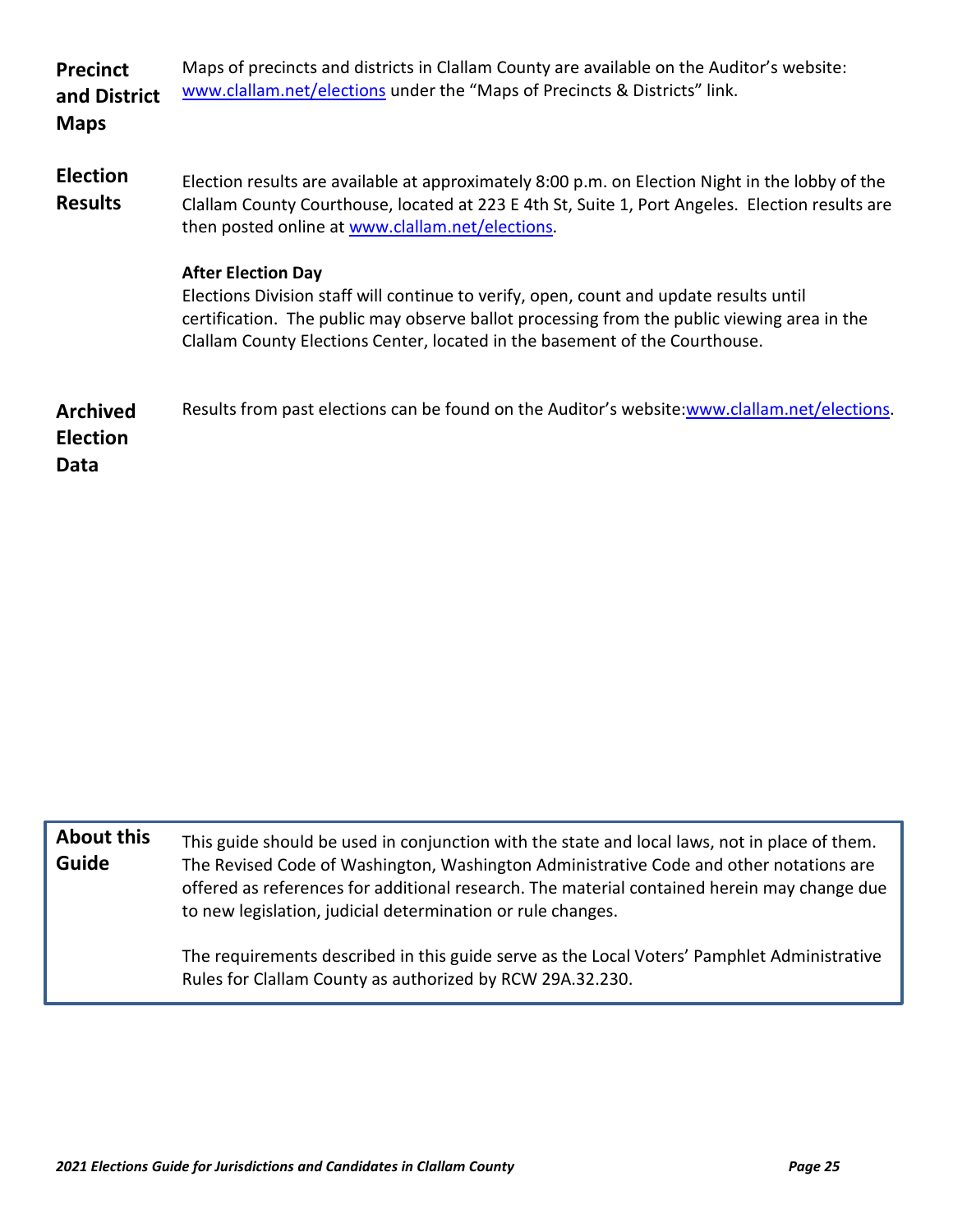## Precinct and District Maps

Maps of precincts and districts in Clallam County are available on the Auditor's website: www.clallam.net/elections under the "Maps of Precincts & Districts" link.

## Election Results

Election results are available at approximately 8:00 p.m. on Election Night in the lobby of the Clallam County Courthouse, located at 223 E 4th St, Suite 1, Port Angeles. Election results are then posted online at www.clallam.net/elections.

**After Election Day**
Elections Division staff will continue to verify, open, count and update results until certification. The public may observe ballot processing from the public viewing area in the Clallam County Elections Center, located in the basement of the Courthouse.

## Archived Election Data

Results from past elections can be found on the Auditor's website:www.clallam.net/elections.

## About this Guide

This guide should be used in conjunction with the state and local laws, not in place of them. The Revised Code of Washington, Washington Administrative Code and other notations are offered as references for additional research. The material contained herein may change due to new legislation, judicial determination or rule changes.

The requirements described in this guide serve as the Local Voters' Pamphlet Administrative Rules for Clallam County as authorized by RCW 29A.32.230.